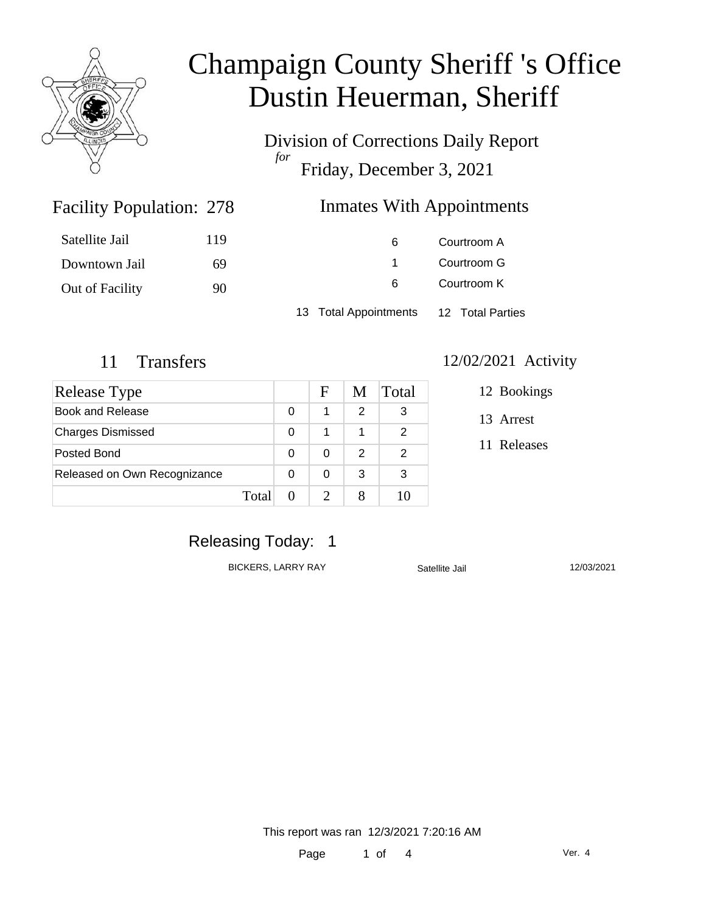# Champaign County Sheriff 's Office
# Dustin Heuerman, Sheriff

## Division of Corrections Daily Report
*for*
## Friday, December 3, 2021

### Facility Population: 278

| | |
|---|---|
| Satellite Jail | 119 |
| Downtown Jail | 69 |
| Out of Facility | 90 |

### Inmates With Appointments

| | |
|---|---|
| 6 | Courtroom A |
| 1 | Courtroom G |
| 6 | Courtroom K |
| 13 Total Appointments | 12 Total Parties |

### 11 Transfers

| Release Type | | F | M | Total |
|---|---|---|---|---|
| Book and Release | 0 | 1 | 2 | 3 |
| Charges Dismissed | 0 | 1 | 1 | 2 |
| Posted Bond | 0 | 0 | 2 | 2 |
| Released on Own Recognizance | 0 | 0 | 3 | 3 |
| Total | 0 | 2 | 8 | 10 |

### 12/02/2021 Activity

- 12 Bookings
- 13 Arrest
- 11 Releases

### Releasing Today: 1

| | | |
|---|---|---|
| BICKERS, LARRY RAY | Satellite Jail | 12/03/2021 |

This report was ran 12/3/2021 7:20:16 AM

Ver. 4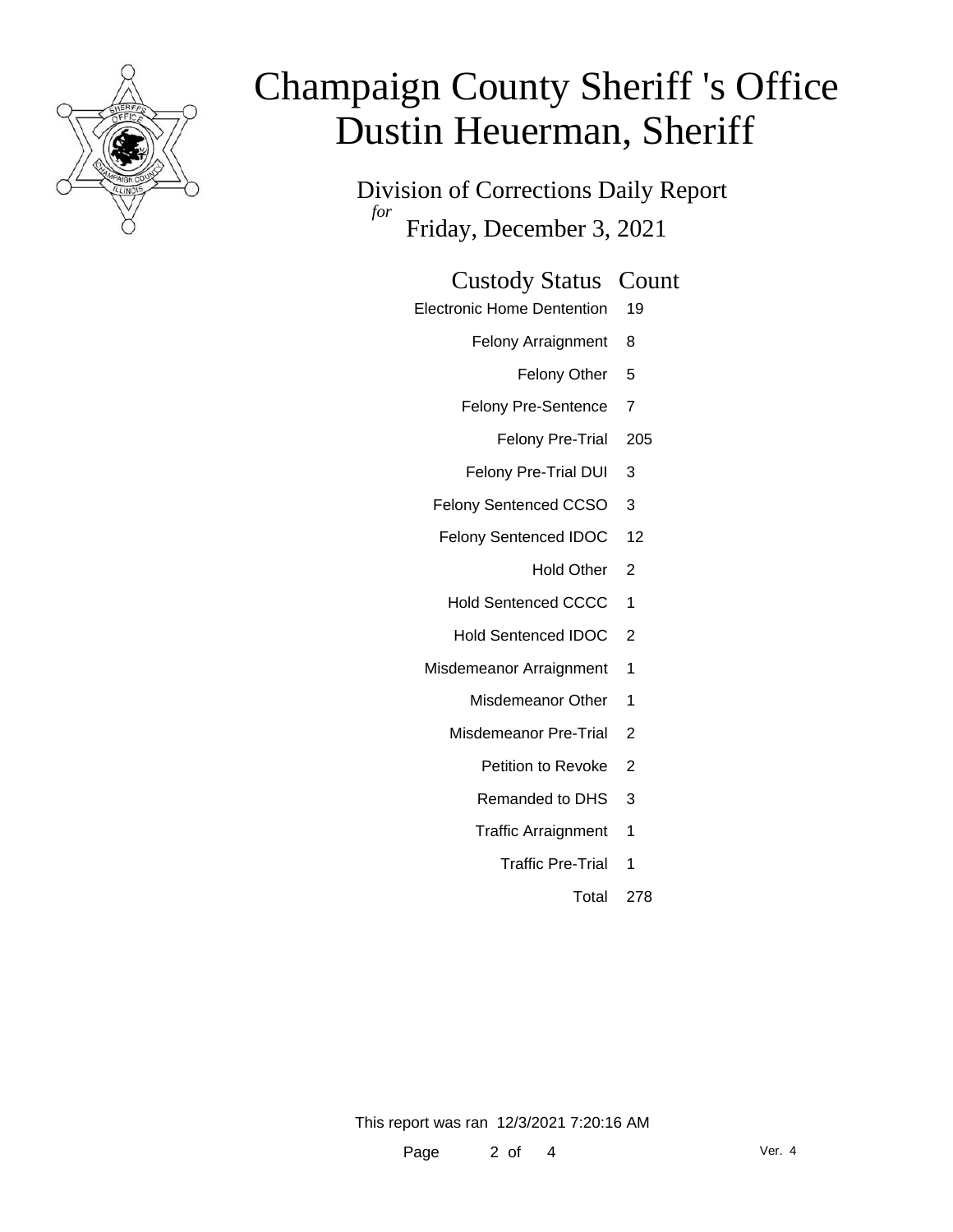# Champaign County Sheriff 's Office
# Dustin Heuerman, Sheriff

## Division of Corrections Daily Report
*for*
## Friday, December 3, 2021

| Custody Status | Count |
|---|---|
| Electronic Home Dentention | 19 |
| Felony Arraignment | 8 |
| Felony Other | 5 |
| Felony Pre-Sentence | 7 |
| Felony Pre-Trial | 205 |
| Felony Pre-Trial DUI | 3 |
| Felony Sentenced CCSO | 3 |
| Felony Sentenced IDOC | 12 |
| Hold Other | 2 |
| Hold Sentenced CCCC | 1 |
| Hold Sentenced IDOC | 2 |
| Misdemeanor Arraignment | 1 |
| Misdemeanor Other | 1 |
| Misdemeanor Pre-Trial | 2 |
| Petition to Revoke | 2 |
| Remanded to DHS | 3 |
| Traffic Arraignment | 1 |
| Traffic Pre-Trial | 1 |
| Total | 278 |

This report was ran 12/3/2021 7:20:16 AM

Ver. 4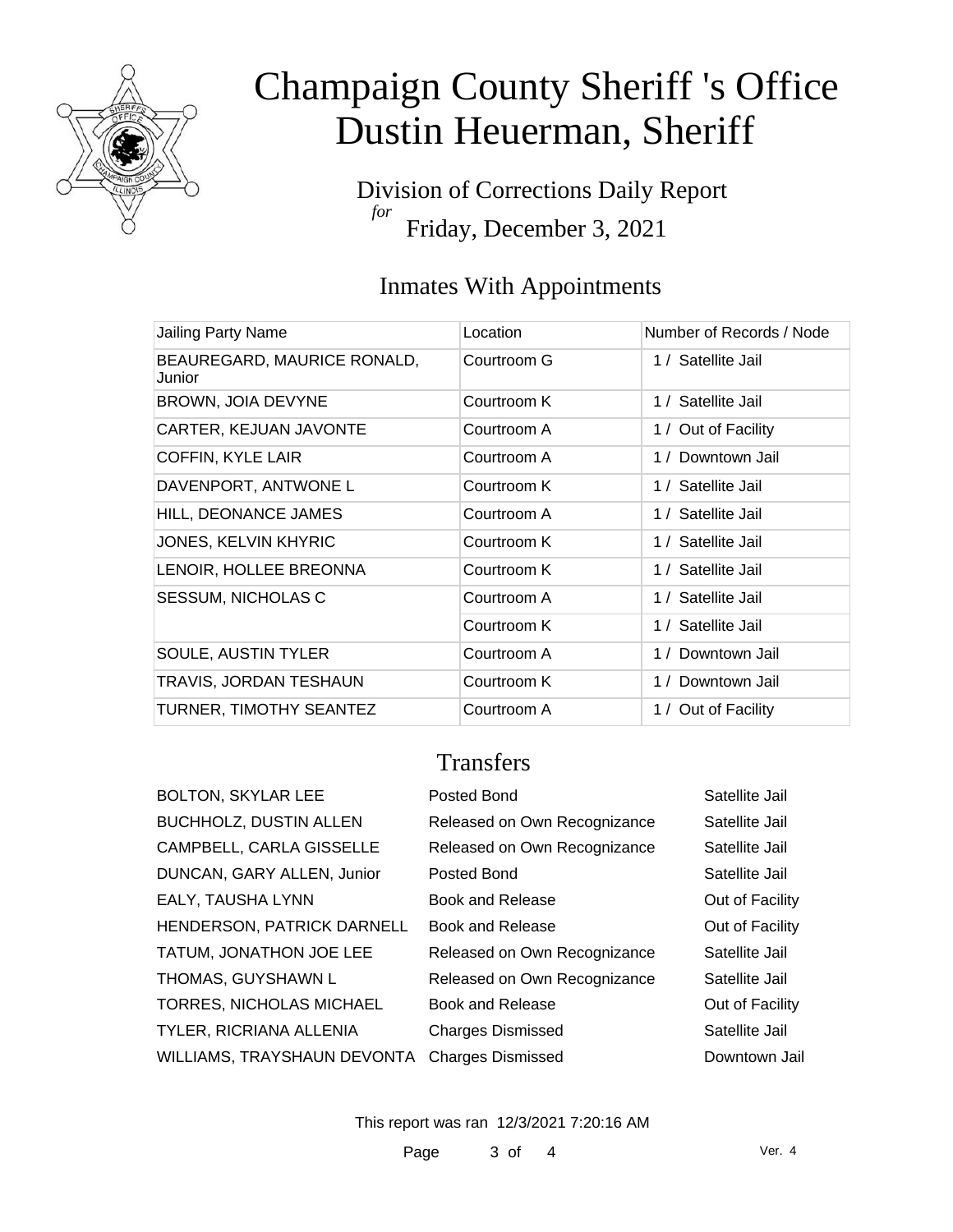# Champaign County Sheriff 's Office
# Dustin Heuerman, Sheriff

Division of Corrections Daily Report
*for*
Friday, December 3, 2021

## Inmates With Appointments

| Jailing Party Name | Location | Number of Records / Node |
|---|---|---|
| BEAUREGARD, MAURICE RONALD, Junior | Courtroom G | 1 / Satellite Jail |
| BROWN, JOIA DEVYNE | Courtroom K | 1 / Satellite Jail |
| CARTER, KEJUAN JAVONTE | Courtroom A | 1 / Out of Facility |
| COFFIN, KYLE LAIR | Courtroom A | 1 / Downtown Jail |
| DAVENPORT, ANTWONE L | Courtroom K | 1 / Satellite Jail |
| HILL, DEONANCE JAMES | Courtroom A | 1 / Satellite Jail |
| JONES, KELVIN KHYRIC | Courtroom K | 1 / Satellite Jail |
| LENOIR, HOLLEE BREONNA | Courtroom K | 1 / Satellite Jail |
| SESSUM, NICHOLAS C | Courtroom A | 1 / Satellite Jail |
| | Courtroom K | 1 / Satellite Jail |
| SOULE, AUSTIN TYLER | Courtroom A | 1 / Downtown Jail |
| TRAVIS, JORDAN TESHAUN | Courtroom K | 1 / Downtown Jail |
| TURNER, TIMOTHY SEANTEZ | Courtroom A | 1 / Out of Facility |

## Transfers

| | | |
|---|---|---|
| BOLTON, SKYLAR LEE | Posted Bond | Satellite Jail |
| BUCHHOLZ, DUSTIN ALLEN | Released on Own Recognizance | Satellite Jail |
| CAMPBELL, CARLA GISSELLE | Released on Own Recognizance | Satellite Jail |
| DUNCAN, GARY ALLEN, Junior | Posted Bond | Satellite Jail |
| EALY, TAUSHA LYNN | Book and Release | Out of Facility |
| HENDERSON, PATRICK DARNELL | Book and Release | Out of Facility |
| TATUM, JONATHON JOE LEE | Released on Own Recognizance | Satellite Jail |
| THOMAS, GUYSHAWN L | Released on Own Recognizance | Satellite Jail |
| TORRES, NICHOLAS MICHAEL | Book and Release | Out of Facility |
| TYLER, RICRIANA ALLENIA | Charges Dismissed | Satellite Jail |
| WILLIAMS, TRAYSHAUN DEVONTA | Charges Dismissed | Downtown Jail |

This report was ran 12/3/2021 7:20:16 AM

Ver. 4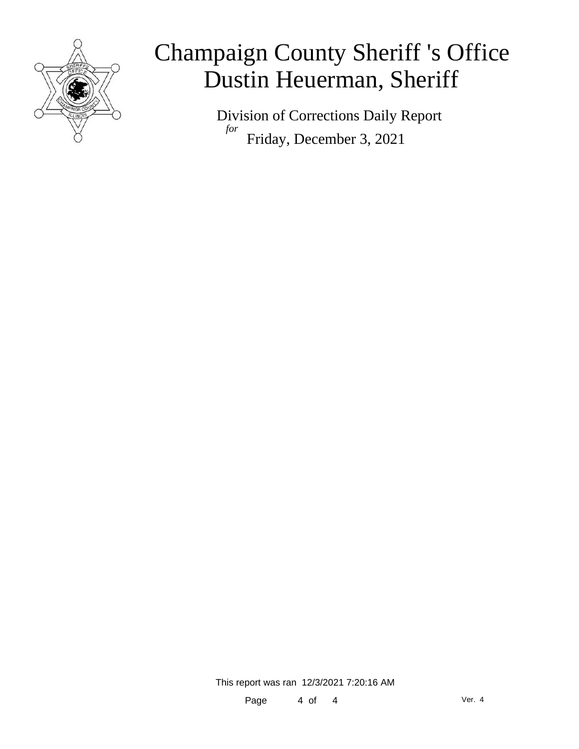# Champaign County Sheriff 's Office
# Dustin Heuerman, Sheriff

Division of Corrections Daily Report

*for*

Friday, December 3, 2021

This report was ran 12/3/2021 7:20:16 AM

Ver. 4